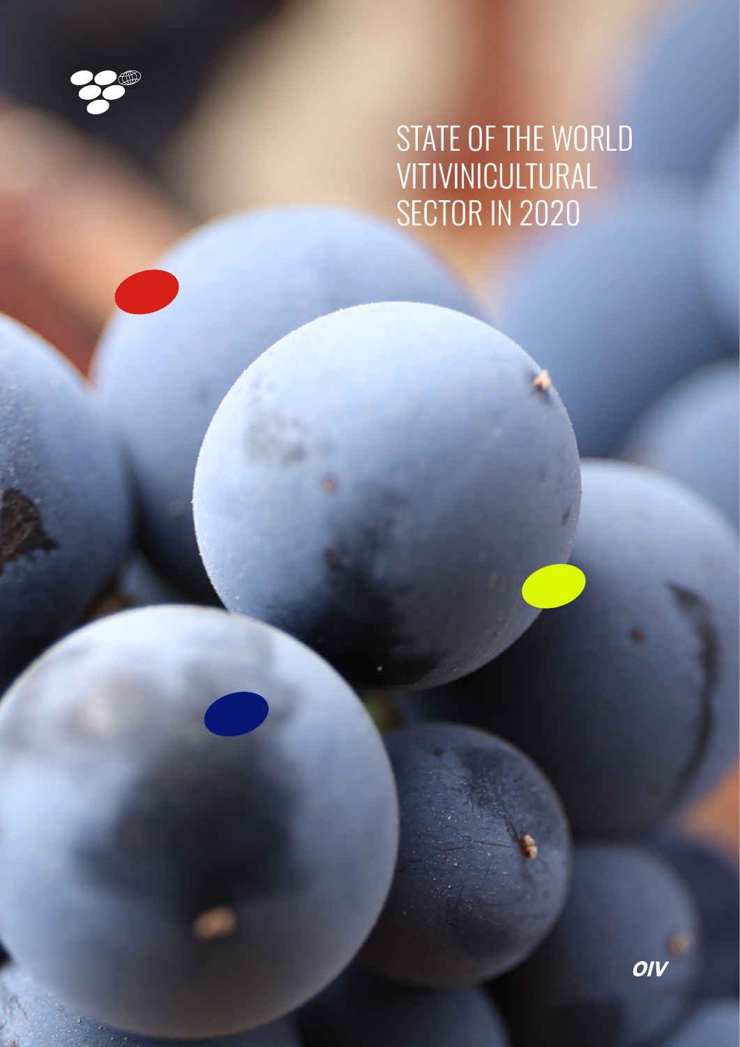# STATE OF THE WORLD VITIVINICULTURAL SECTOR IN 2020

OIV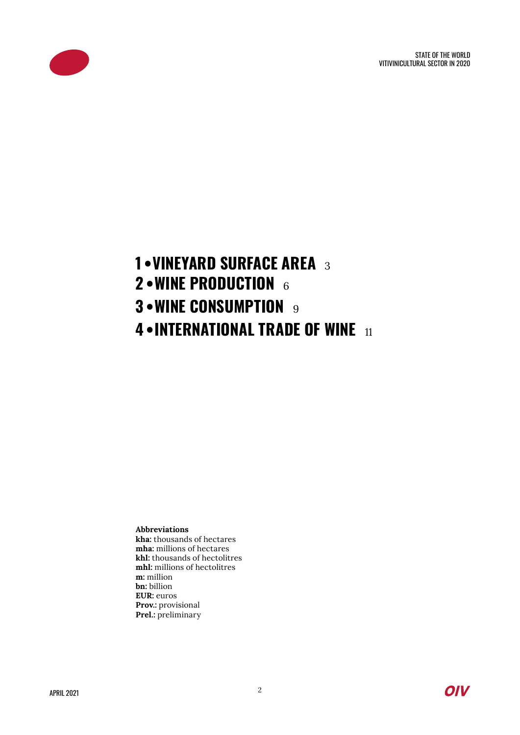**1 • VINEYARD SURFACE AREA** 3

**2 • WINE PRODUCTION** 6

**3 • WINE CONSUMPTION** 9

**4 • INTERNATIONAL TRADE OF WINE** 11

**Abbreviations**
**kha:** thousands of hectares
**mha:** millions of hectares
**khl:** thousands of hectolitres
**mhl:** millions of hectolitres
**m:** million
**bn:** billion
**EUR:** euros
**Prov.:** provisional
**Prel.:** preliminary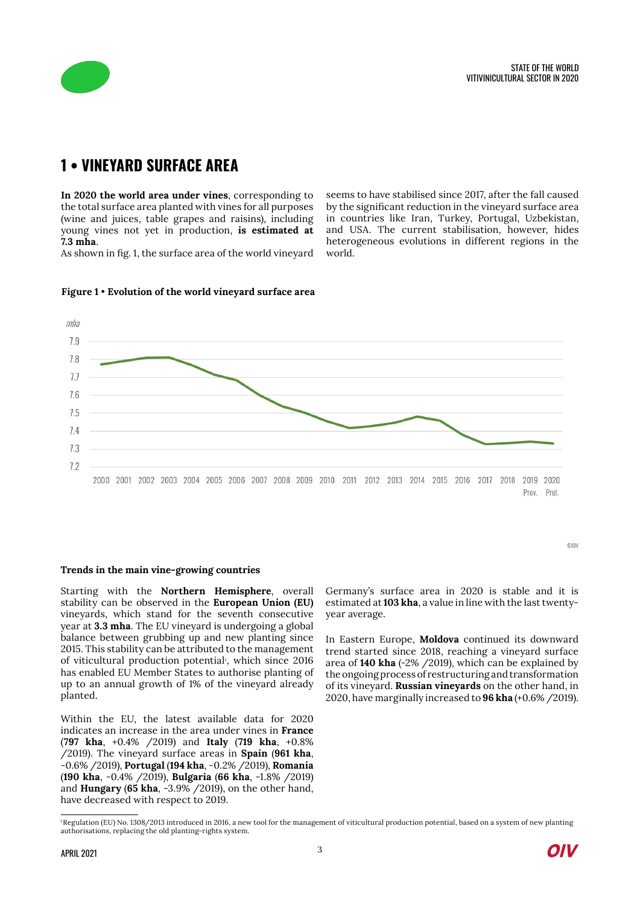# 1 • VINEYARD SURFACE AREA

**In 2020 the world area under vines**, corresponding to the total surface area planted with vines for all purposes (wine and juices, table grapes and raisins), including young vines not yet in production, **is estimated at 7.3 mha**.

As shown in fig. 1, the surface area of the world vineyard seems to have stabilised since 2017, after the fall caused by the significant reduction in the vineyard surface area in countries like Iran, Turkey, Portugal, Uzbekistan, and USA. The current stabilisation, however, hides heterogeneous evolutions in different regions in the world.

**Figure 1 • Evolution of the world vineyard surface area**

### Trends in the main vine-growing countries

Starting with the **Northern Hemisphere**, overall stability can be observed in the **European Union (EU)** vineyards, which stand for the seventh consecutive year at **3.3 mha**. The EU vineyard is undergoing a global balance between grubbing up and new planting since 2015. This stability can be attributed to the management of viticultural production potential[1], which since 2016 has enabled EU Member States to authorise planting of up to an annual growth of 1% of the vineyard already planted.

Within the EU, the latest available data for 2020 indicates an increase in the area under vines in **France** (**797 kha**, +0.4% /2019) and **Italy** (**719 kha**, +0.8% /2019). The vineyard surface areas in **Spain** (**961 kha**, -0.6% /2019), **Portugal** (**194 kha**, -0.2% /2019), **Romania** (**190 kha**, -0.4% /2019), **Bulgaria** (**66 kha**, -1.8% /2019) and **Hungary** (**65 kha**, -3.9% /2019), on the other hand, have decreased with respect to 2019.

Germany's surface area in 2020 is stable and it is estimated at **103 kha**, a value in line with the last twenty-year average.

In Eastern Europe, **Moldova** continued its downward trend started since 2018, reaching a vineyard surface area of **140 kha** (-2% /2019), which can be explained by the ongoing process of restructuring and transformation of its vineyard. **Russian vineyards** on the other hand, in 2020, have marginally increased to **96 kha** (+0.6% /2019).

[1] Regulation (EU) No. 1308/2013 introduced in 2016, a new tool for the management of viticultural production potential, based on a system of new planting authorisations, replacing the old planting-rights system.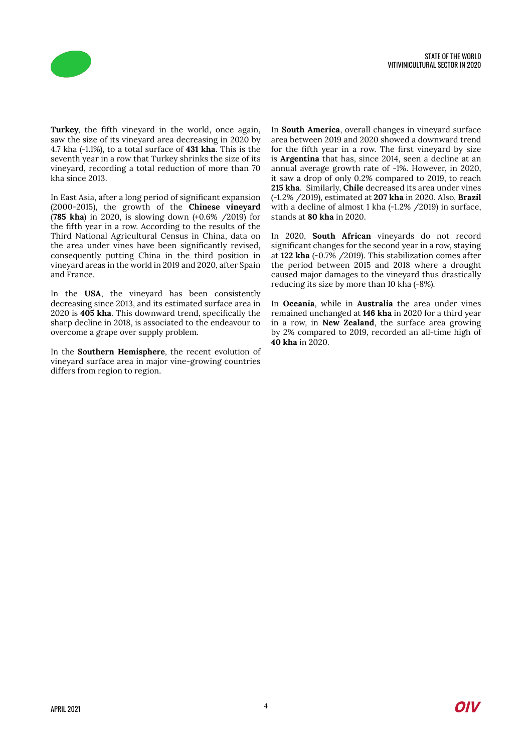**Turkey**, the fifth vineyard in the world, once again, saw the size of its vineyard area decreasing in 2020 by 4.7 kha (-1.1%), to a total surface of **431 kha**. This is the seventh year in a row that Turkey shrinks the size of its vineyard, recording a total reduction of more than 70 kha since 2013.

In East Asia, after a long period of significant expansion (2000-2015), the growth of the **Chinese vineyard** (**785 kha**) in 2020, is slowing down (+0.6% /2019) for the fifth year in a row. According to the results of the Third National Agricultural Census in China, data on the area under vines have been significantly revised, consequently putting China in the third position in vineyard areas in the world in 2019 and 2020, after Spain and France.

In the **USA**, the vineyard has been consistently decreasing since 2013, and its estimated surface area in 2020 is **405 kha**. This downward trend, specifically the sharp decline in 2018, is associated to the endeavour to overcome a grape over supply problem.

In the **Southern Hemisphere**, the recent evolution of vineyard surface area in major vine-growing countries differs from region to region.

In **South America**, overall changes in vineyard surface area between 2019 and 2020 showed a downward trend for the fifth year in a row. The first vineyard by size is **Argentina** that has, since 2014, seen a decline at an annual average growth rate of -1%. However, in 2020, it saw a drop of only 0.2% compared to 2019, to reach **215 kha**. Similarly, **Chile** decreased its area under vines (-1.2% /2019), estimated at **207 kha** in 2020. Also, **Brazil** with a decline of almost 1 kha (-1.2% /2019) in surface, stands at **80 kha** in 2020.

In 2020, **South African** vineyards do not record significant changes for the second year in a row, staying at **122 kha** (-0.7% /2019). This stabilization comes after the period between 2015 and 2018 where a drought caused major damages to the vineyard thus drastically reducing its size by more than 10 kha (-8%).

In **Oceania**, while in **Australia** the area under vines remained unchanged at **146 kha** in 2020 for a third year in a row, in **New Zealand**, the surface area growing by 2% compared to 2019, recorded an all-time high of **40 kha** in 2020.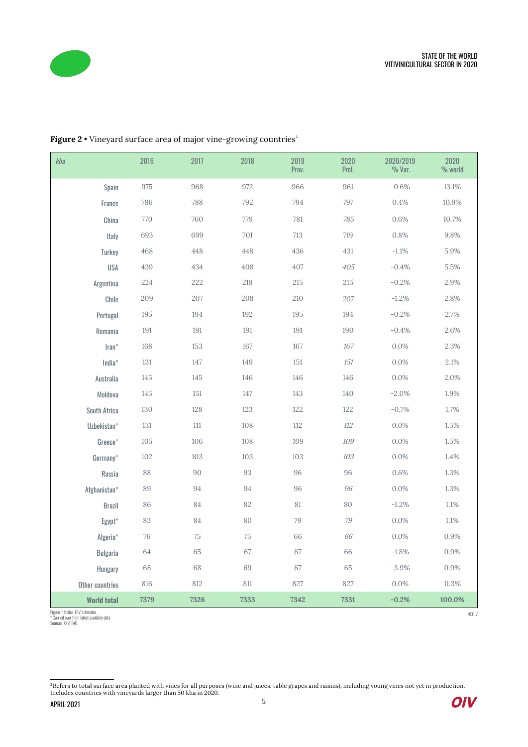**Figure 2** • Vineyard surface area of major vine-growing countries[2]

| *kha* | 2016 | 2017 | 2018 | 2019 Prov. | 2020 Prel. | 2020/2019 % Var. | 2020 % world |
|---|---|---|---|---|---|---|---|
| Spain | 975 | 968 | 972 | 966 | 961 | -0.6% | 13.1% |
| France | 786 | 788 | 792 | 794 | 797 | 0.4% | 10.9% |
| China | 770 | 760 | 779 | 781 | *785* | 0.6% | 10.7% |
| Italy | 693 | 699 | 701 | 713 | 719 | 0.8% | 9.8% |
| Turkey | 468 | 448 | 448 | 436 | 431 | -1.1% | 5.9% |
| USA | 439 | 434 | 408 | 407 | *405* | -0.4% | 5.5% |
| Argentina | 224 | 222 | 218 | 215 | 215 | -0.2% | 2.9% |
| Chile | 209 | 207 | 208 | 210 | *207* | -1.2% | 2.8% |
| Portugal | 195 | 194 | 192 | 195 | 194 | -0.2% | 2.7% |
| Romania | 191 | 191 | 191 | 191 | 190 | -0.4% | 2.6% |
| Iran* | 168 | 153 | 167 | 167 | *167* | 0.0% | 2.3% |
| India* | 131 | 147 | 149 | 151 | *151* | 0.0% | 2.1% |
| Australia | 145 | 145 | 146 | 146 | 146 | 0.0% | 2.0% |
| Moldova | 145 | 151 | 147 | 143 | 140 | -2.0% | 1.9% |
| South Africa | 130 | 128 | 123 | 122 | 122 | -0.7% | 1.7% |
| Uzbekistan* | 131 | 111 | 108 | 112 | *112* | 0.0% | 1.5% |
| Greece* | 105 | 106 | 108 | *109* | *109* | 0.0% | 1.5% |
| Germany* | 102 | 103 | 103 | 103 | *103* | 0.0% | 1.4% |
| Russia | 88 | 90 | 93 | 96 | 96 | 0.6% | 1.3% |
| Afghanistan* | 89 | 94 | 94 | 96 | *96* | 0.0% | 1.3% |
| Brazil | 86 | 84 | 82 | 81 | 80 | -1.2% | 1.1% |
| Egypt* | 83 | 84 | 80 | 79 | *79* | 0.0% | 1.1% |
| Algeria* | 76 | 75 | 75 | 66 | *66* | 0.0% | 0.9% |
| Bulgaria | 64 | 65 | 67 | 67 | 66 | -1.8% | 0.9% |
| Hungary | 68 | 68 | 69 | 67 | 65 | -3.9% | 0.9% |
| Other countries | 816 | 812 | 811 | 827 | 827 | 0.0% | 11.3% |
| **World total** | **7379** | **7326** | **7333** | **7342** | **7331** | **-0.2%** | **100.0%** |

Figure in Italics: OIV estimates
\* Carried over from latest available data
Sources: OIV, FAO.

©OIV

[2] Refers to total surface area planted with vines for all purposes (wine and juices, table grapes and raisins), including young vines not yet in production. Includes countries with vineyards larger than 50 kha in 2020.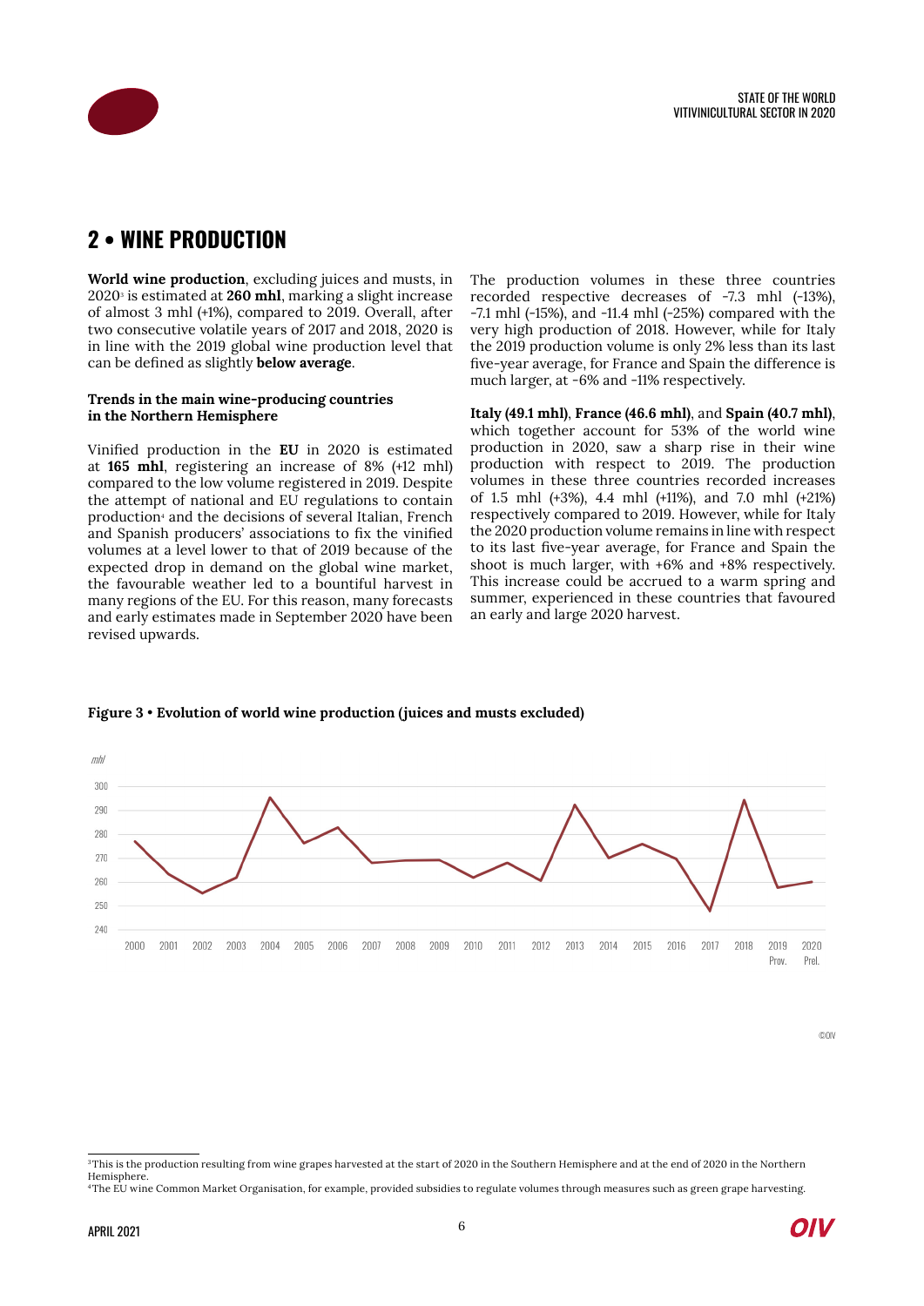## 2 • WINE PRODUCTION

**World wine production**, excluding juices and musts, in 2020[3] is estimated at **260 mhl**, marking a slight increase of almost 3 mhl (+1%), compared to 2019. Overall, after two consecutive volatile years of 2017 and 2018, 2020 is in line with the 2019 global wine production level that can be defined as slightly **below average**.

**Trends in the main wine-producing countries in the Northern Hemisphere**

Vinified production in the **EU** in 2020 is estimated at **165 mhl**, registering an increase of 8% (+12 mhl) compared to the low volume registered in 2019. Despite the attempt of national and EU regulations to contain production[4] and the decisions of several Italian, French and Spanish producers' associations to fix the vinified volumes at a level lower to that of 2019 because of the expected drop in demand on the global wine market, the favourable weather led to a bountiful harvest in many regions of the EU. For this reason, many forecasts and early estimates made in September 2020 have been revised upwards.

The production volumes in these three countries recorded respective decreases of -7.3 mhl (-13%), -7.1 mhl (-15%), and -11.4 mhl (-25%) compared with the very high production of 2018. However, while for Italy the 2019 production volume is only 2% less than its last five-year average, for France and Spain the difference is much larger, at -6% and -11% respectively.

**Italy (49.1 mhl)**, **France (46.6 mhl)**, and **Spain (40.7 mhl)**, which together account for 53% of the world wine production in 2020, saw a sharp rise in their wine production with respect to 2019. The production volumes in these three countries recorded increases of 1.5 mhl (+3%), 4.4 mhl (+11%), and 7.0 mhl (+21%) respectively compared to 2019. However, while for Italy the 2020 production volume remains in line with respect to its last five-year average, for France and Spain the shoot is much larger, with +6% and +8% respectively. This increase could be accrued to a warm spring and summer, experienced in these countries that favoured an early and large 2020 harvest.

**Figure 3 • Evolution of world wine production (juices and musts excluded)**

©OIV

[3] This is the production resulting from wine grapes harvested at the start of 2020 in the Southern Hemisphere and at the end of 2020 in the Northern Hemisphere.

[4] The EU wine Common Market Organisation, for example, provided subsidies to regulate volumes through measures such as green grape harvesting.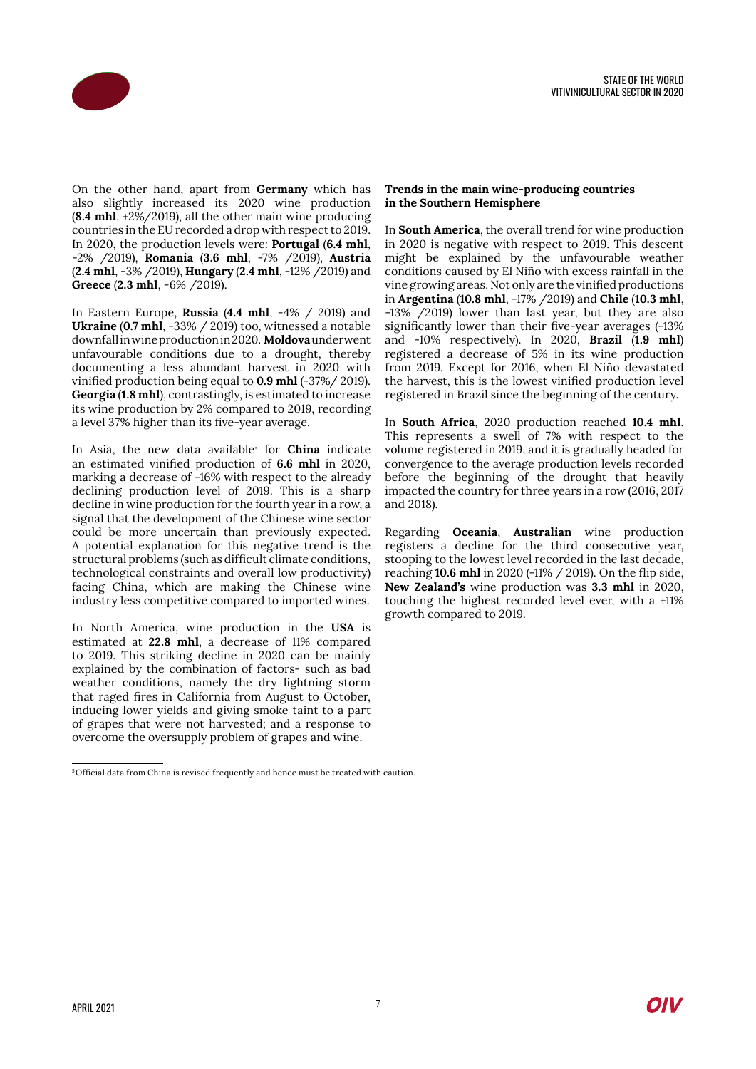On the other hand, apart from **Germany** which has also slightly increased its 2020 wine production (**8.4 mhl**, +2%/2019), all the other main wine producing countries in the EU recorded a drop with respect to 2019. In 2020, the production levels were: **Portugal** (**6.4 mhl**, -2% /2019), **Romania** (**3.6 mhl**, -7% /2019), **Austria** (**2.4 mhl**, -3% /2019), **Hungary** (**2.4 mhl**, -12% /2019) and **Greece** (**2.3 mhl**, -6% /2019).

In Eastern Europe, **Russia** (**4.4 mhl**, -4% / 2019) and **Ukraine** (**0.7 mhl**, -33% / 2019) too, witnessed a notable downfall in wine production in 2020. **Moldova** underwent unfavourable conditions due to a drought, thereby documenting a less abundant harvest in 2020 with vinified production being equal to **0.9 mhl** (-37%/ 2019). **Georgia** (**1.8 mhl**), contrastingly, is estimated to increase its wine production by 2% compared to 2019, recording a level 37% higher than its five-year average.

In Asia, the new data available[5] for **China** indicate an estimated vinified production of **6.6 mhl** in 2020, marking a decrease of -16% with respect to the already declining production level of 2019. This is a sharp decline in wine production for the fourth year in a row, a signal that the development of the Chinese wine sector could be more uncertain than previously expected. A potential explanation for this negative trend is the structural problems (such as difficult climate conditions, technological constraints and overall low productivity) facing China, which are making the Chinese wine industry less competitive compared to imported wines.

In North America, wine production in the **USA** is estimated at **22.8 mhl**, a decrease of 11% compared to 2019. This striking decline in 2020 can be mainly explained by the combination of factors- such as bad weather conditions, namely the dry lightning storm that raged fires in California from August to October, inducing lower yields and giving smoke taint to a part of grapes that were not harvested; and a response to overcome the oversupply problem of grapes and wine.

**Trends in the main wine-producing countries in the Southern Hemisphere**

In **South America**, the overall trend for wine production in 2020 is negative with respect to 2019. This descent might be explained by the unfavourable weather conditions caused by El Niño with excess rainfall in the vine growing areas. Not only are the vinified productions in **Argentina** (**10.8 mhl**, -17% /2019) and **Chile** (**10.3 mhl**, -13% /2019) lower than last year, but they are also significantly lower than their five-year averages (-13% and -10% respectively). In 2020, **Brazil** (**1.9 mhl**) registered a decrease of 5% in its wine production from 2019. Except for 2016, when El Niño devastated the harvest, this is the lowest vinified production level registered in Brazil since the beginning of the century.

In **South Africa**, 2020 production reached **10.4 mhl**. This represents a swell of 7% with respect to the volume registered in 2019, and it is gradually headed for convergence to the average production levels recorded before the beginning of the drought that heavily impacted the country for three years in a row (2016, 2017 and 2018).

Regarding **Oceania**, **Australian** wine production registers a decline for the third consecutive year, stooping to the lowest level recorded in the last decade, reaching **10.6 mhl** in 2020 (-11% / 2019). On the flip side, **New Zealand's** wine production was **3.3 mhl** in 2020, touching the highest recorded level ever, with a +11% growth compared to 2019.

[5] Official data from China is revised frequently and hence must be treated with caution.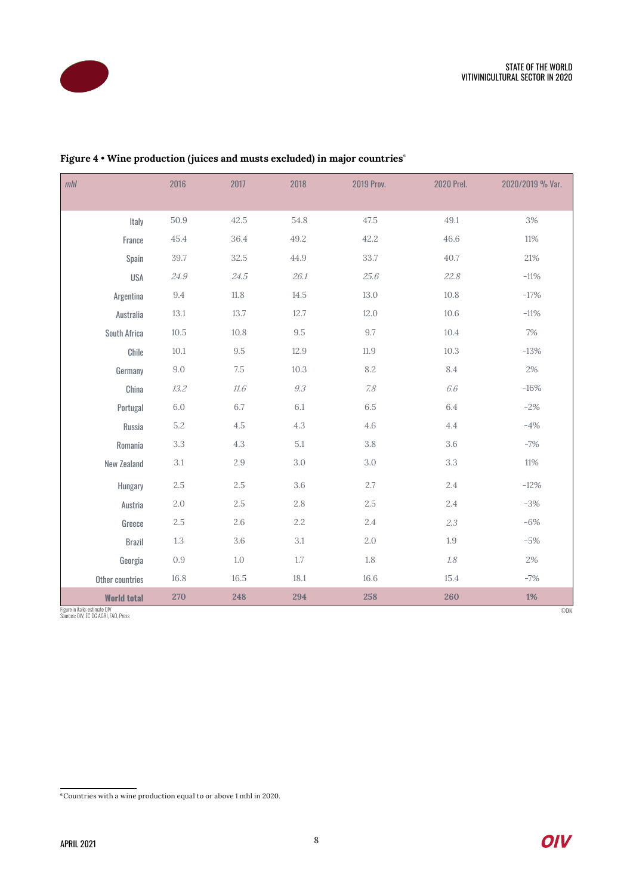**Figure 4 • Wine production (juices and musts excluded) in major countries**[6]

| *mhl* | 2016 | 2017 | 2018 | 2019 Prov. | 2020 Prel. | 2020/2019 % Var. |
|---|---|---|---|---|---|---|
| Italy | 50.9 | 42.5 | 54.8 | 47.5 | 49.1 | 3% |
| France | 45.4 | 36.4 | 49.2 | 42.2 | 46.6 | 11% |
| Spain | 39.7 | 32.5 | 44.9 | 33.7 | 40.7 | 21% |
| USA | *24.9* | *24.5* | *26.1* | *25.6* | *22.8* | -11% |
| Argentina | 9.4 | 11.8 | 14.5 | 13.0 | 10.8 | -17% |
| Australia | 13.1 | 13.7 | 12.7 | 12.0 | 10.6 | -11% |
| South Africa | 10.5 | 10.8 | 9.5 | 9.7 | 10.4 | 7% |
| Chile | 10.1 | 9.5 | 12.9 | 11.9 | 10.3 | -13% |
| Germany | 9.0 | 7.5 | 10.3 | 8.2 | 8.4 | 2% |
| China | *13.2* | *11.6* | *9.3* | *7.8* | *6.6* | -16% |
| Portugal | 6.0 | 6.7 | 6.1 | 6.5 | 6.4 | -2% |
| Russia | 5.2 | 4.5 | 4.3 | 4.6 | 4.4 | -4% |
| Romania | 3.3 | 4.3 | 5.1 | 3.8 | 3.6 | -7% |
| New Zealand | 3.1 | 2.9 | 3.0 | 3.0 | 3.3 | 11% |
| Hungary | 2.5 | 2.5 | 3.6 | 2.7 | 2.4 | -12% |
| Austria | 2.0 | 2.5 | 2.8 | 2.5 | 2.4 | -3% |
| Greece | 2.5 | 2.6 | 2.2 | 2.4 | *2.3* | -6% |
| Brazil | 1.3 | 3.6 | 3.1 | 2.0 | 1.9 | -5% |
| Georgia | 0.9 | 1.0 | 1.7 | 1.8 | *1.8* | 2% |
| Other countries | 16.8 | 16.5 | 18.1 | 16.6 | 15.4 | -7% |
| **World total** | **270** | **248** | **294** | **258** | **260** | **1%** |

Figure in italic: estimate OIV
Sources: OIV, EC DG AGRI, FAO, Press

©OIV

[6] Countries with a wine production equal to or above 1 mhl in 2020.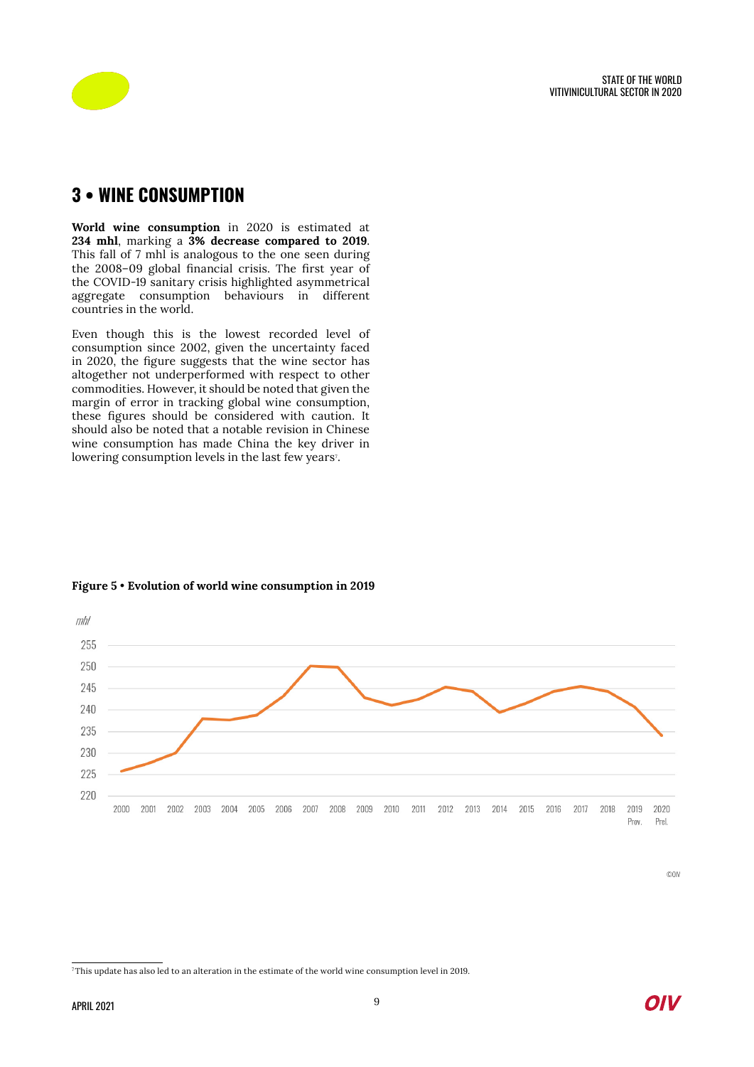# 3 • WINE CONSUMPTION

**World wine consumption** in 2020 is estimated at **234 mhl**, marking a **3% decrease compared to 2019**. This fall of 7 mhl is analogous to the one seen during the 2008–09 global financial crisis. The first year of the COVID-19 sanitary crisis highlighted asymmetrical aggregate consumption behaviours in different countries in the world.

Even though this is the lowest recorded level of consumption since 2002, given the uncertainty faced in 2020, the figure suggests that the wine sector has altogether not underperformed with respect to other commodities. However, it should be noted that given the margin of error in tracking global wine consumption, these figures should be considered with caution. It should also be noted that a notable revision in Chinese wine consumption has made China the key driver in lowering consumption levels in the last few years[7].

**Figure 5 • Evolution of world wine consumption in 2019**

mhl

255
250
245
240
235
230
225
220

2000 2001 2002 2003 2004 2005 2006 2007 2008 2009 2010 2011 2012 2013 2014 2015 2016 2017 2018 2019 Prov. 2020 Prel.

©OIV

[7] This update has also led to an alteration in the estimate of the world wine consumption level in 2019.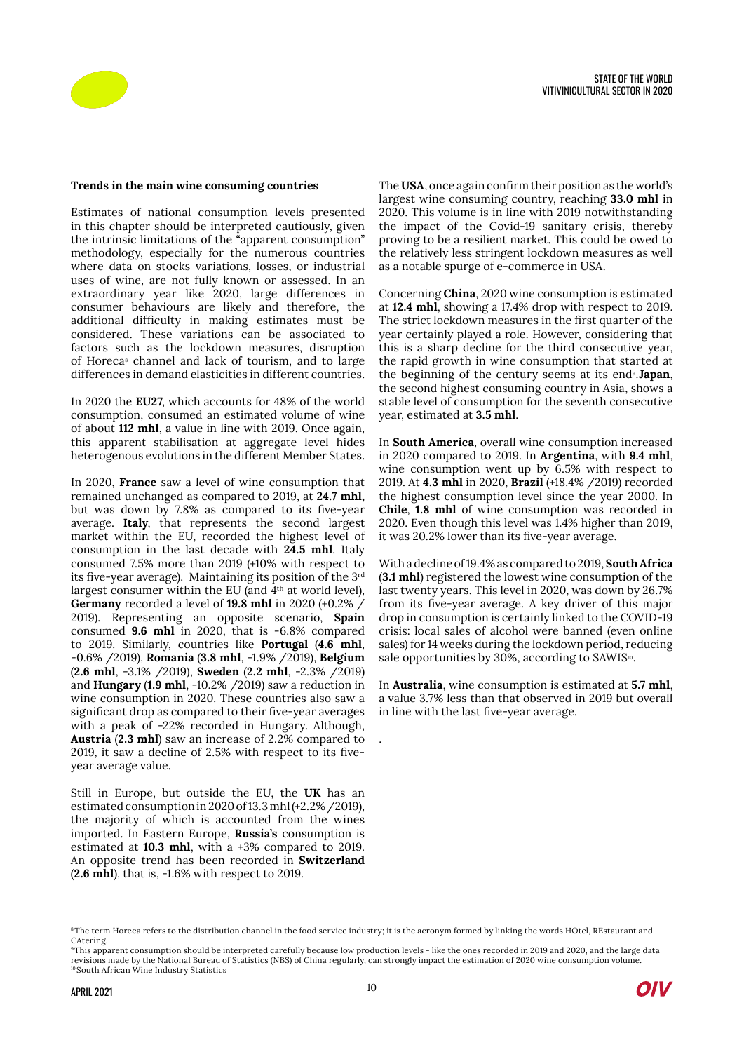**Trends in the main wine consuming countries**

Estimates of national consumption levels presented in this chapter should be interpreted cautiously, given the intrinsic limitations of the "apparent consumption" methodology, especially for the numerous countries where data on stocks variations, losses, or industrial uses of wine, are not fully known or assessed. In an extraordinary year like 2020, large differences in consumer behaviours are likely and therefore, the additional difficulty in making estimates must be considered. These variations can be associated to factors such as the lockdown measures, disruption of Horeca[8] channel and lack of tourism, and to large differences in demand elasticities in different countries.

In 2020 the **EU27**, which accounts for 48% of the world consumption, consumed an estimated volume of wine of about **112 mhl**, a value in line with 2019. Once again, this apparent stabilisation at aggregate level hides heterogenous evolutions in the different Member States.

In 2020, **France** saw a level of wine consumption that remained unchanged as compared to 2019, at **24.7 mhl,** but was down by 7.8% as compared to its five-year average. **Italy**, that represents the second largest market within the EU, recorded the highest level of consumption in the last decade with **24.5 mhl**. Italy consumed 7.5% more than 2019 (+10% with respect to its five-year average). Maintaining its position of the 3rd largest consumer within the EU (and 4th at world level), **Germany** recorded a level of **19.8 mhl** in 2020 (+0.2% / 2019). Representing an opposite scenario, **Spain** consumed **9.6 mhl** in 2020, that is -6.8% compared to 2019. Similarly, countries like **Portugal** (**4.6 mhl**, -0.6% /2019), **Romania** (**3.8 mhl**, -1.9% /2019), **Belgium** (**2.6 mhl**, -3.1% /2019), **Sweden** (**2.2 mhl**, -2.3% /2019) and **Hungary** (**1.9 mhl**, -10.2% /2019) saw a reduction in wine consumption in 2020. These countries also saw a significant drop as compared to their five-year averages with a peak of -22% recorded in Hungary. Although, **Austria** (**2.3 mhl**) saw an increase of 2.2% compared to 2019, it saw a decline of 2.5% with respect to its five-year average value.

Still in Europe, but outside the EU, the **UK** has an estimated consumption in 2020 of 13.3 mhl (+2.2% /2019), the majority of which is accounted from the wines imported. In Eastern Europe, **Russia's** consumption is estimated at **10.3 mhl**, with a +3% compared to 2019. An opposite trend has been recorded in **Switzerland** (**2.6 mhl**), that is, -1.6% with respect to 2019.

The **USA**, once again confirm their position as the world's largest wine consuming country, reaching **33.0 mhl** in 2020. This volume is in line with 2019 notwithstanding the impact of the Covid-19 sanitary crisis, thereby proving to be a resilient market. This could be owed to the relatively less stringent lockdown measures as well as a notable spurge of e-commerce in USA.

Concerning **China**, 2020 wine consumption is estimated at **12.4 mhl**, showing a 17.4% drop with respect to 2019. The strict lockdown measures in the first quarter of the year certainly played a role. However, considering that this is a sharp decline for the third consecutive year, the rapid growth in wine consumption that started at the beginning of the century seems at its end[9]. **Japan**, the second highest consuming country in Asia, shows a stable level of consumption for the seventh consecutive year, estimated at **3.5 mhl**.

In **South America**, overall wine consumption increased in 2020 compared to 2019. In **Argentina**, with **9.4 mhl**, wine consumption went up by 6.5% with respect to 2019. At **4.3 mhl** in 2020, **Brazil** (+18.4% /2019) recorded the highest consumption level since the year 2000. In **Chile**, **1.8 mhl** of wine consumption was recorded in 2020. Even though this level was 1.4% higher than 2019, it was 20.2% lower than its five-year average.

With a decline of 19.4% as compared to 2019, **South Africa** (**3.1 mhl**) registered the lowest wine consumption of the last twenty years. This level in 2020, was down by 26.7% from its five-year average. A key driver of this major drop in consumption is certainly linked to the COVID-19 crisis: local sales of alcohol were banned (even online sales) for 14 weeks during the lockdown period, reducing sale opportunities by 30%, according to SAWIS[10].

In **Australia**, wine consumption is estimated at **5.7 mhl**, a value 3.7% less than that observed in 2019 but overall in line with the last five-year average.

---

[8] The term Horeca refers to the distribution channel in the food service industry; it is the acronym formed by linking the words HOtel, REstaurant and CAtering.

[9] This apparent consumption should be interpreted carefully because low production levels - like the ones recorded in 2019 and 2020, and the large data revisions made by the National Bureau of Statistics (NBS) of China regularly, can strongly impact the estimation of 2020 wine consumption volume.

[10] South African Wine Industry Statistics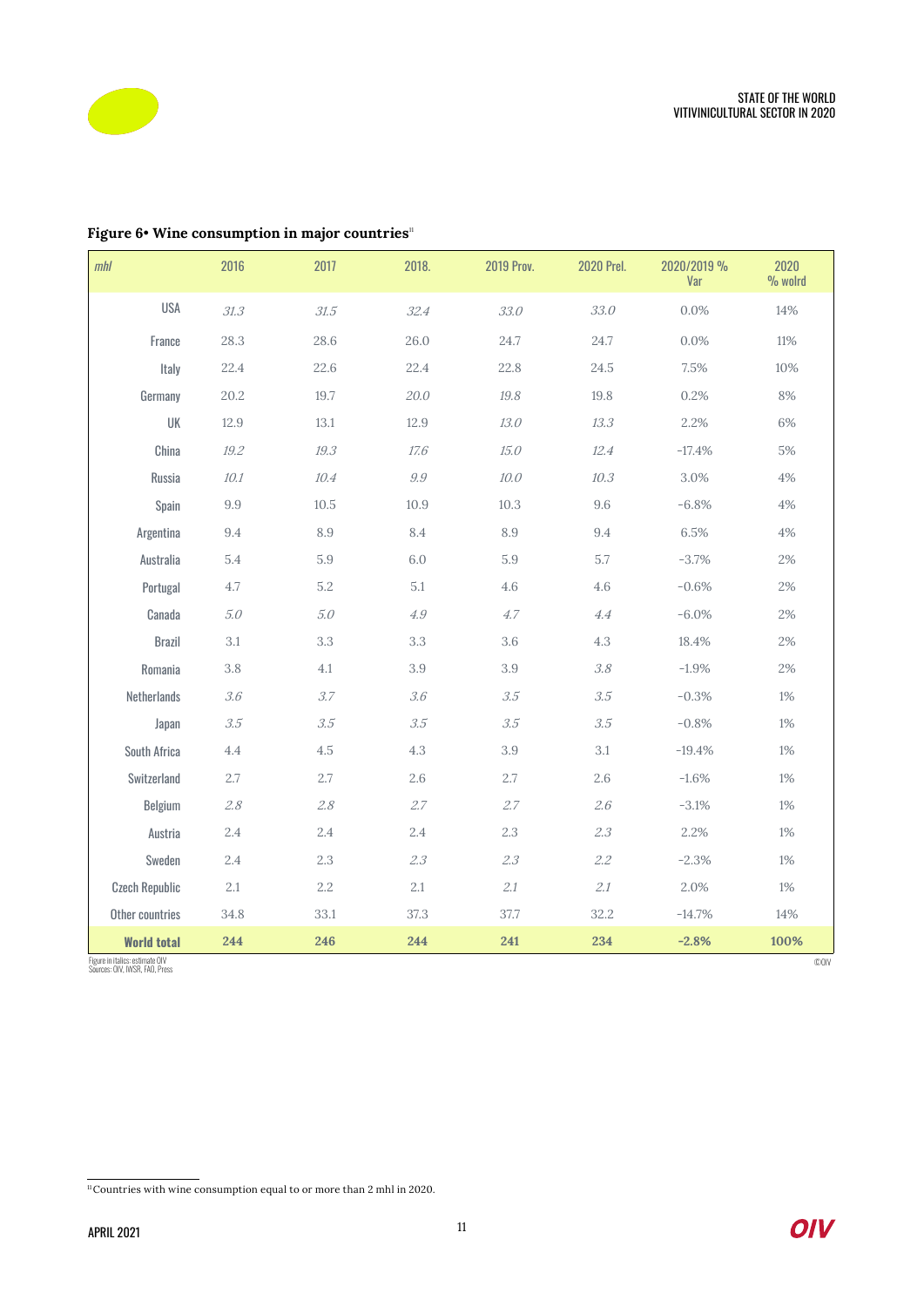**Figure 6• Wine consumption in major countries**[11]

| *mhl* | 2016 | 2017 | 2018. | 2019 Prov. | 2020 Prel. | 2020/2019 % Var | 2020 % wolrd |
|---|---|---|---|---|---|---|---|
| USA | *31.3* | *31.5* | *32.4* | *33.0* | *33.0* | 0.0% | 14% |
| France | 28.3 | 28.6 | 26.0 | 24.7 | 24.7 | 0.0% | 11% |
| Italy | 22.4 | 22.6 | 22.4 | 22.8 | 24.5 | 7.5% | 10% |
| Germany | 20.2 | 19.7 | *20.0* | *19.8* | 19.8 | 0.2% | 8% |
| UK | 12.9 | 13.1 | 12.9 | *13.0* | *13.3* | 2.2% | 6% |
| China | *19.2* | *19.3* | *17.6* | *15.0* | *12.4* | -17.4% | 5% |
| Russia | *10.1* | *10.4* | *9.9* | *10.0* | *10.3* | 3.0% | 4% |
| Spain | 9.9 | 10.5 | 10.9 | 10.3 | 9.6 | -6.8% | 4% |
| Argentina | 9.4 | 8.9 | 8.4 | 8.9 | 9.4 | 6.5% | 4% |
| Australia | 5.4 | 5.9 | 6.0 | 5.9 | 5.7 | -3.7% | 2% |
| Portugal | 4.7 | 5.2 | 5.1 | 4.6 | 4.6 | -0.6% | 2% |
| Canada | *5.0* | *5.0* | *4.9* | *4.7* | *4.4* | -6.0% | 2% |
| Brazil | 3.1 | 3.3 | 3.3 | 3.6 | 4.3 | 18.4% | 2% |
| Romania | 3.8 | 4.1 | 3.9 | 3.9 | *3.8* | -1.9% | 2% |
| Netherlands | *3.6* | *3.7* | *3.6* | *3.5* | *3.5* | -0.3% | 1% |
| Japan | *3.5* | *3.5* | *3.5* | *3.5* | *3.5* | -0.8% | 1% |
| South Africa | 4.4 | 4.5 | 4.3 | 3.9 | 3.1 | -19.4% | 1% |
| Switzerland | 2.7 | 2.7 | 2.6 | 2.7 | 2.6 | -1.6% | 1% |
| Belgium | *2.8* | *2.8* | *2.7* | *2.7* | *2.6* | -3.1% | 1% |
| Austria | 2.4 | 2.4 | 2.4 | 2.3 | *2.3* | 2.2% | 1% |
| Sweden | 2.4 | 2.3 | *2.3* | *2.3* | *2.2* | -2.3% | 1% |
| Czech Republic | 2.1 | 2.2 | 2.1 | *2.1* | *2.1* | 2.0% | 1% |
| Other countries | 34.8 | 33.1 | 37.3 | 37.7 | 32.2 | -14.7% | 14% |
| **World total** | **244** | **246** | **244** | **241** | **234** | **-2.8%** | **100%** |

Figure in italics: estimate OIV
Sources: OIV, IWSR, FAO, Press

©OIV

[11] Countries with wine consumption equal to or more than 2 mhl in 2020.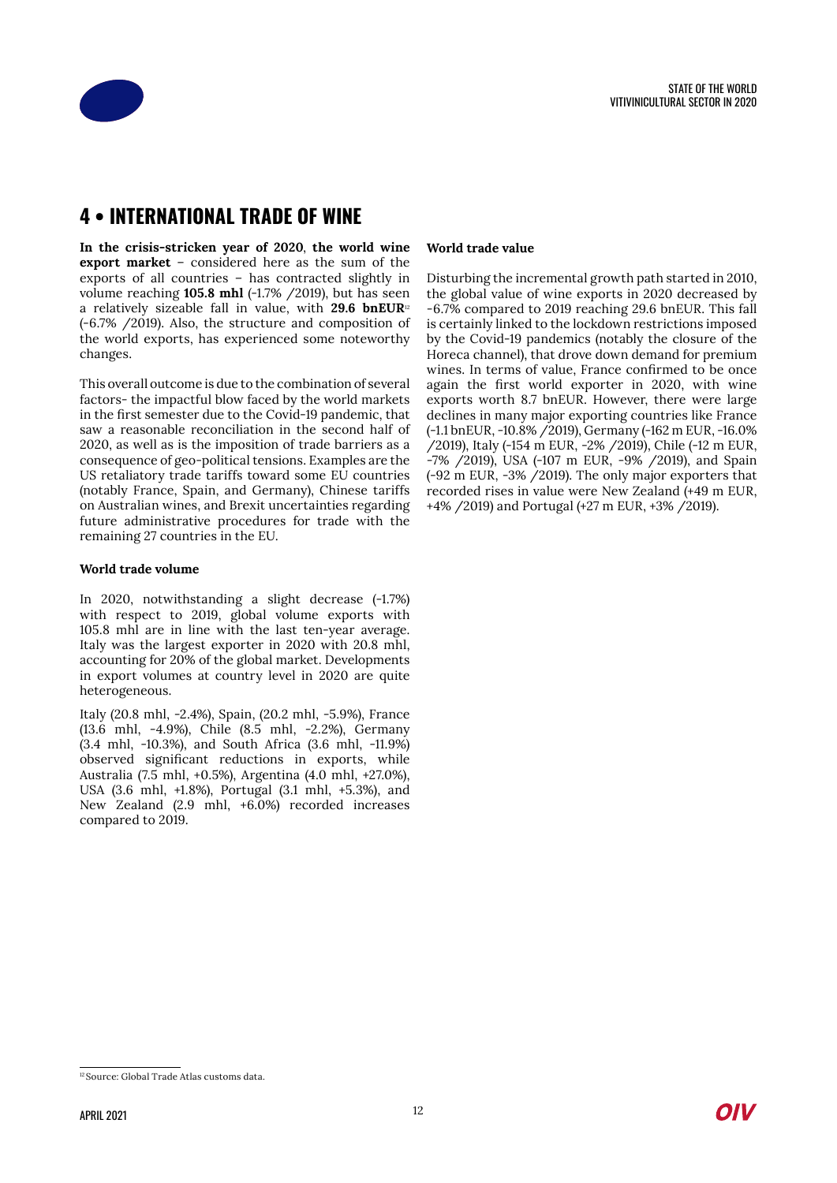# 4 • INTERNATIONAL TRADE OF WINE

**In the crisis-stricken year of 2020**, **the world wine export market** – considered here as the sum of the exports of all countries – has contracted slightly in volume reaching **105.8 mhl** (-1.7% /2019), but has seen a relatively sizeable fall in value, with **29.6 bnEUR**[12] (-6.7% /2019). Also, the structure and composition of the world exports, has experienced some noteworthy changes.

This overall outcome is due to the combination of several factors- the impactful blow faced by the world markets in the first semester due to the Covid-19 pandemic, that saw a reasonable reconciliation in the second half of 2020, as well as is the imposition of trade barriers as a consequence of geo-political tensions. Examples are the US retaliatory trade tariffs toward some EU countries (notably France, Spain, and Germany), Chinese tariffs on Australian wines, and Brexit uncertainties regarding future administrative procedures for trade with the remaining 27 countries in the EU.

**World trade volume**

In 2020, notwithstanding a slight decrease (-1.7%) with respect to 2019, global volume exports with 105.8 mhl are in line with the last ten-year average. Italy was the largest exporter in 2020 with 20.8 mhl, accounting for 20% of the global market. Developments in export volumes at country level in 2020 are quite heterogeneous.

Italy (20.8 mhl, -2.4%), Spain, (20.2 mhl, -5.9%), France (13.6 mhl, -4.9%), Chile (8.5 mhl, -2.2%), Germany (3.4 mhl, -10.3%), and South Africa (3.6 mhl, -11.9%) observed significant reductions in exports, while Australia (7.5 mhl, +0.5%), Argentina (4.0 mhl, +27.0%), USA (3.6 mhl, +1.8%), Portugal (3.1 mhl, +5.3%), and New Zealand (2.9 mhl, +6.0%) recorded increases compared to 2019.

**World trade value**

Disturbing the incremental growth path started in 2010, the global value of wine exports in 2020 decreased by -6.7% compared to 2019 reaching 29.6 bnEUR. This fall is certainly linked to the lockdown restrictions imposed by the Covid-19 pandemics (notably the closure of the Horeca channel), that drove down demand for premium wines. In terms of value, France confirmed to be once again the first world exporter in 2020, with wine exports worth 8.7 bnEUR. However, there were large declines in many major exporting countries like France (-1.1 bnEUR, -10.8% /2019), Germany (-162 m EUR, -16.0% /2019), Italy (-154 m EUR, -2% /2019), Chile (-12 m EUR, -7% /2019), USA (-107 m EUR, -9% /2019), and Spain (-92 m EUR, -3% /2019). The only major exporters that recorded rises in value were New Zealand (+49 m EUR, +4% /2019) and Portugal (+27 m EUR, +3% /2019).

[12] Source: Global Trade Atlas customs data.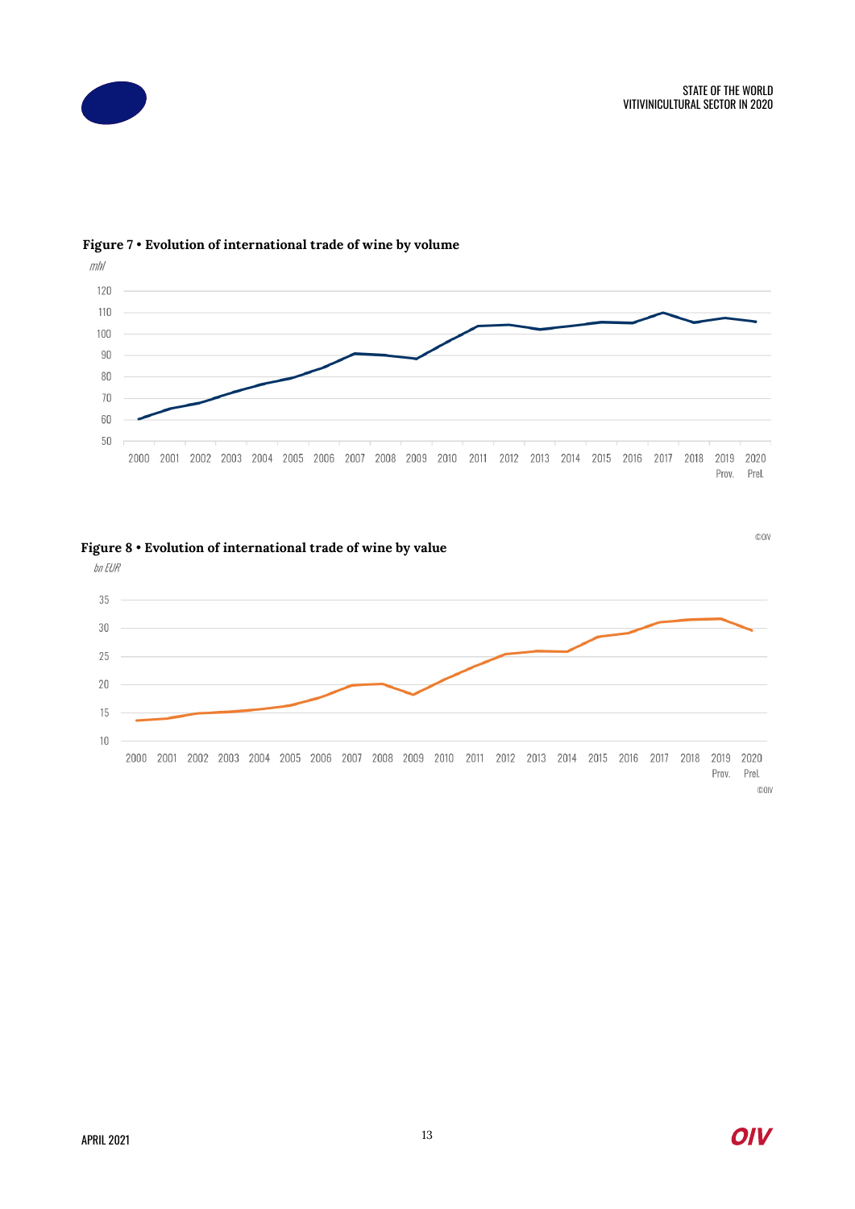**Figure 7 • Evolution of international trade of wine by volume**

**Figure 8 • Evolution of international trade of wine by value**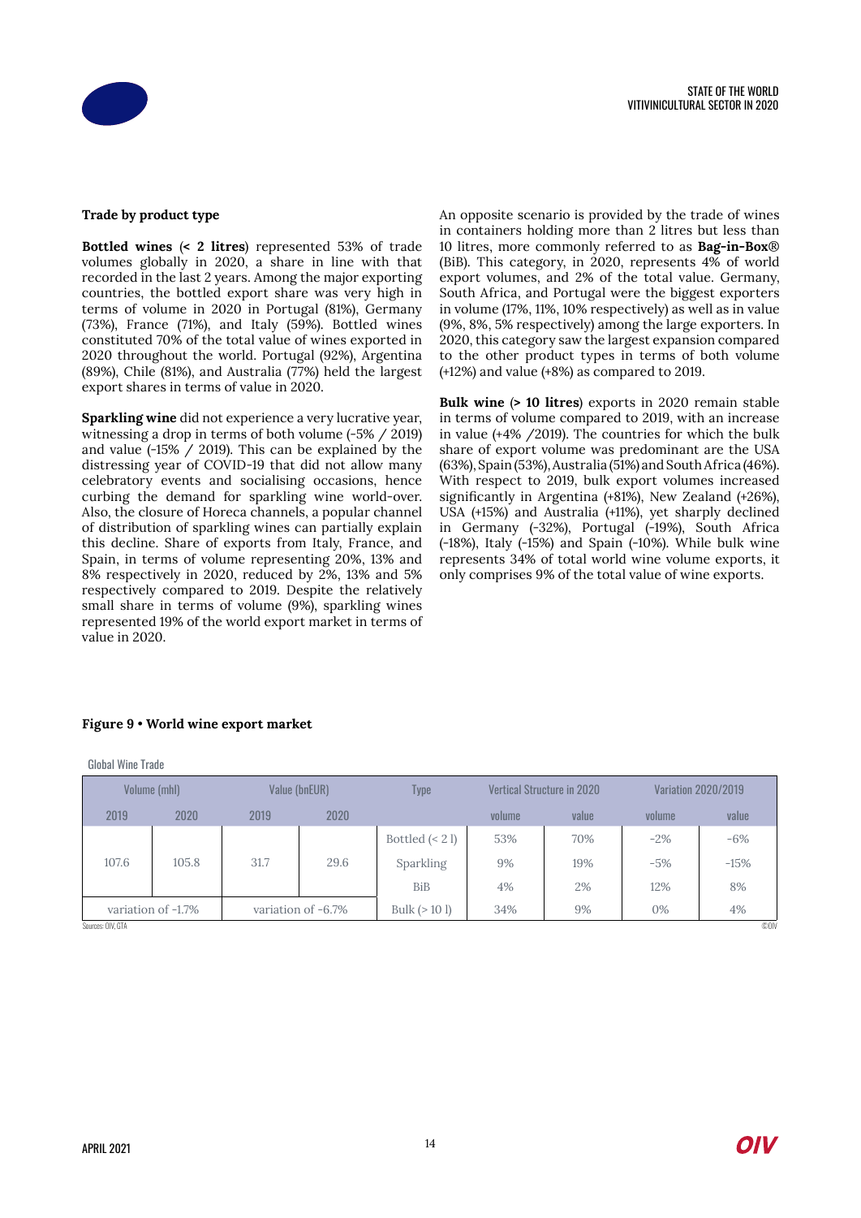### Trade by product type

**Bottled wines (< 2 litres)** represented 53% of trade volumes globally in 2020, a share in line with that recorded in the last 2 years. Among the major exporting countries, the bottled export share was very high in terms of volume in 2020 in Portugal (81%), Germany (73%), France (71%), and Italy (59%). Bottled wines constituted 70% of the total value of wines exported in 2020 throughout the world. Portugal (92%), Argentina (89%), Chile (81%), and Australia (77%) held the largest export shares in terms of value in 2020.

**Sparkling wine** did not experience a very lucrative year, witnessing a drop in terms of both volume (-5% / 2019) and value (-15% / 2019). This can be explained by the distressing year of COVID-19 that did not allow many celebratory events and socialising occasions, hence curbing the demand for sparkling wine world-over. Also, the closure of Horeca channels, a popular channel of distribution of sparkling wines can partially explain this decline. Share of exports from Italy, France, and Spain, in terms of volume representing 20%, 13% and 8% respectively in 2020, reduced by 2%, 13% and 5% respectively compared to 2019. Despite the relatively small share in terms of volume (9%), sparkling wines represented 19% of the world export market in terms of value in 2020.

An opposite scenario is provided by the trade of wines in containers holding more than 2 litres but less than 10 litres, more commonly referred to as **Bag-in-Box®** (BiB). This category, in 2020, represents 4% of world export volumes, and 2% of the total value. Germany, South Africa, and Portugal were the biggest exporters in volume (17%, 11%, 10% respectively) as well as in value (9%, 8%, 5% respectively) among the large exporters. In 2020, this category saw the largest expansion compared to the other product types in terms of both volume (+12%) and value (+8%) as compared to 2019.

**Bulk wine (> 10 litres)** exports in 2020 remain stable in terms of volume compared to 2019, with an increase in value (+4% /2019). The countries for which the bulk share of export volume was predominant are the USA (63%), Spain (53%), Australia (51%) and South Africa (46%). With respect to 2019, bulk export volumes increased significantly in Argentina (+81%), New Zealand (+26%), USA (+15%) and Australia (+11%), yet sharply declined in Germany (-32%), Portugal (-19%), South Africa (-18%), Italy (-15%) and Spain (-10%). While bulk wine represents 34% of total world wine volume exports, it only comprises 9% of the total value of wine exports.

**Figure 9 • World wine export market**

Global Wine Trade

| Volume (mhl) | | Value (bnEUR) | | Type | Vertical Structure in 2020 | | Variation 2020/2019 | |
|---|---|---|---|---|---|---|---|---|
| 2019 | 2020 | 2019 | 2020 | | volume | value | volume | value |
| 107.6 | 105.8 | 31.7 | 29.6 | Bottled (< 2 l) | 53% | 70% | -2% | -6% |
| | | | | Sparkling | 9% | 19% | -5% | -15% |
| | | | | BiB | 4% | 2% | 12% | 8% |
| variation of -1.7% | | variation of -6.7% | | Bulk (> 10 l) | 34% | 9% | 0% | 4% |

Sources: OIV, GTA

©OIV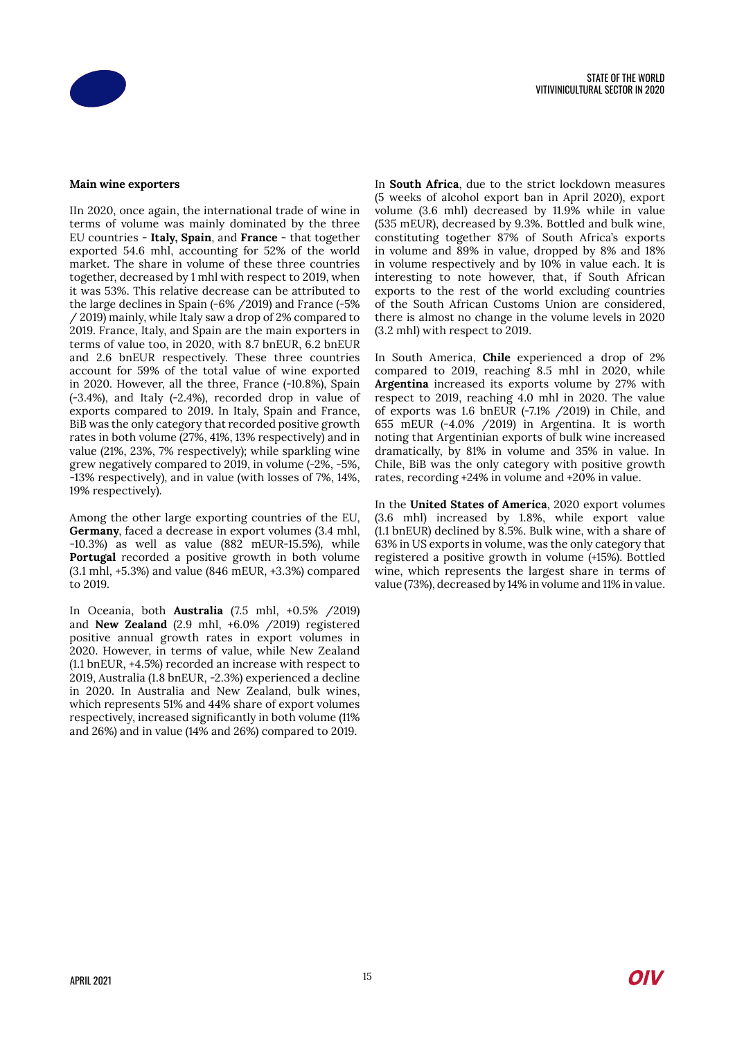**Main wine exporters**

IIn 2020, once again, the international trade of wine in terms of volume was mainly dominated by the three EU countries - **Italy, Spain**, and **France** - that together exported 54.6 mhl, accounting for 52% of the world market. The share in volume of these three countries together, decreased by 1 mhl with respect to 2019, when it was 53%. This relative decrease can be attributed to the large declines in Spain (-6% /2019) and France (-5% / 2019) mainly, while Italy saw a drop of 2% compared to 2019. France, Italy, and Spain are the main exporters in terms of value too, in 2020, with 8.7 bnEUR, 6.2 bnEUR and 2.6 bnEUR respectively. These three countries account for 59% of the total value of wine exported in 2020. However, all the three, France (-10.8%), Spain (-3.4%), and Italy (-2.4%), recorded drop in value of exports compared to 2019. In Italy, Spain and France, BiB was the only category that recorded positive growth rates in both volume (27%, 41%, 13% respectively) and in value (21%, 23%, 7% respectively); while sparkling wine grew negatively compared to 2019, in volume (-2%, -5%, -13% respectively), and in value (with losses of 7%, 14%, 19% respectively).

Among the other large exporting countries of the EU, **Germany**, faced a decrease in export volumes (3.4 mhl, -10.3%) as well as value (882 mEUR-15.5%), while **Portugal** recorded a positive growth in both volume (3.1 mhl, +5.3%) and value (846 mEUR, +3.3%) compared to 2019.

In Oceania, both **Australia** (7.5 mhl, +0.5% /2019) and **New Zealand** (2.9 mhl, +6.0% /2019) registered positive annual growth rates in export volumes in 2020. However, in terms of value, while New Zealand (1.1 bnEUR, +4.5%) recorded an increase with respect to 2019, Australia (1.8 bnEUR, -2.3%) experienced a decline in 2020. In Australia and New Zealand, bulk wines, which represents 51% and 44% share of export volumes respectively, increased significantly in both volume (11% and 26%) and in value (14% and 26%) compared to 2019.

In **South Africa**, due to the strict lockdown measures (5 weeks of alcohol export ban in April 2020), export volume (3.6 mhl) decreased by 11.9% while in value (535 mEUR), decreased by 9.3%. Bottled and bulk wine, constituting together 87% of South Africa's exports in volume and 89% in value, dropped by 8% and 18% in volume respectively and by 10% in value each. It is interesting to note however, that, if South African exports to the rest of the world excluding countries of the South African Customs Union are considered, there is almost no change in the volume levels in 2020 (3.2 mhl) with respect to 2019.

In South America, **Chile** experienced a drop of 2% compared to 2019, reaching 8.5 mhl in 2020, while **Argentina** increased its exports volume by 27% with respect to 2019, reaching 4.0 mhl in 2020. The value of exports was 1.6 bnEUR (-7.1% /2019) in Chile, and 655 mEUR (-4.0% /2019) in Argentina. It is worth noting that Argentinian exports of bulk wine increased dramatically, by 81% in volume and 35% in value. In Chile, BiB was the only category with positive growth rates, recording +24% in volume and +20% in value.

In the **United States of America**, 2020 export volumes (3.6 mhl) increased by 1.8%, while export value (1.1 bnEUR) declined by 8.5%. Bulk wine, with a share of 63% in US exports in volume, was the only category that registered a positive growth in volume (+15%). Bottled wine, which represents the largest share in terms of value (73%), decreased by 14% in volume and 11% in value.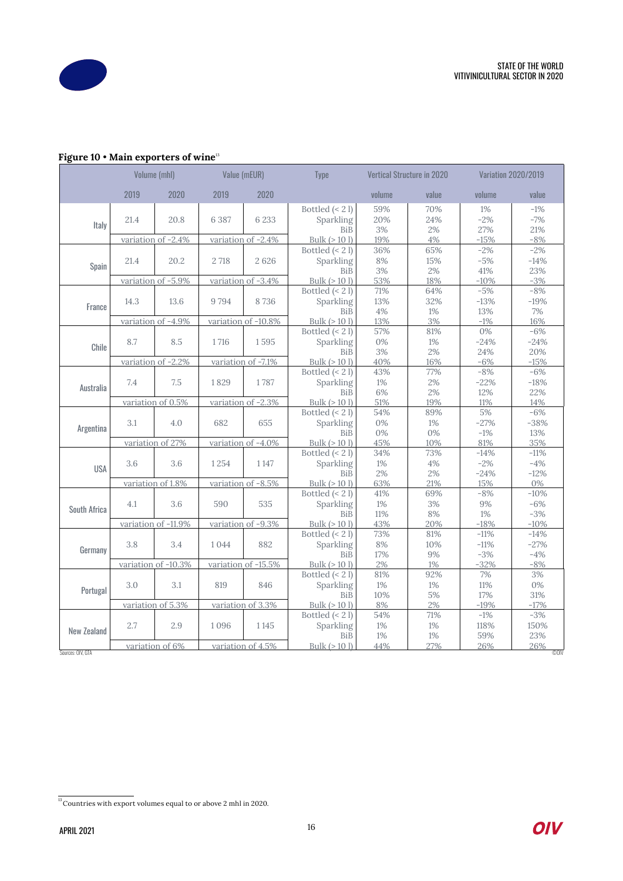**Figure 10 • Main exporters of wine**[13]

| | Volume (mhl) | | Value (mEUR) | | Type | Vertical Structure in 2020 | | Variation 2020/2019 | |
|---|---|---|---|---|---|---|---|---|---|
| | 2019 | 2020 | 2019 | 2020 | | volume | value | volume | value |
| Italy | 21.4 | 20.8 | 6 387 | 6 233 | Bottled (< 2 l) | 59% | 70% | 1% | -1% |
| | | | | | Sparkling | 20% | 24% | -2% | -7% |
| | | | | | BiB | 3% | 2% | 27% | 21% |
| | variation of -2.4% | | variation of -2.4% | | Bulk (> 10 l) | 19% | 4% | -15% | -8% |
| Spain | 21.4 | 20.2 | 2 718 | 2 626 | Bottled (< 2 l) | 36% | 65% | -2% | -2% |
| | | | | | Sparkling | 8% | 15% | -5% | -14% |
| | | | | | BiB | 3% | 2% | 41% | 23% |
| | variation of -5.9% | | variation of -3.4% | | Bulk (> 10 l) | 53% | 18% | -10% | -3% |
| France | 14.3 | 13.6 | 9 794 | 8 736 | Bottled (< 2 l) | 71% | 64% | -5% | -8% |
| | | | | | Sparkling | 13% | 32% | -13% | -19% |
| | | | | | BiB | 4% | 1% | 13% | 7% |
| | variation of -4.9% | | variation of -10.8% | | Bulk (> 10 l) | 13% | 3% | -1% | 16% |
| Chile | 8.7 | 8.5 | 1 716 | 1 595 | Bottled (< 2 l) | 57% | 81% | 0% | -6% |
| | | | | | Sparkling | 0% | 1% | -24% | -24% |
| | | | | | BiB | 3% | 2% | 24% | 20% |
| | variation of -2.2% | | variation of -7.1% | | Bulk (> 10 l) | 40% | 16% | -6% | -15% |
| Australia | 7.4 | 7.5 | 1 829 | 1 787 | Bottled (< 2 l) | 43% | 77% | -8% | -6% |
| | | | | | Sparkling | 1% | 2% | -22% | -18% |
| | | | | | BiB | 6% | 2% | 12% | 22% |
| | variation of 0.5% | | variation of -2.3% | | Bulk (> 10 l) | 51% | 19% | 11% | 14% |
| Argentina | 3.1 | 4.0 | 682 | 655 | Bottled (< 2 l) | 54% | 89% | 5% | -6% |
| | | | | | Sparkling | 0% | 1% | -27% | -38% |
| | | | | | BiB | 0% | 0% | -1% | 13% |
| | variation of 27% | | variation of -4.0% | | Bulk (> 10 l) | 45% | 10% | 81% | 35% |
| USA | 3.6 | 3.6 | 1 254 | 1 147 | Bottled (< 2 l) | 34% | 73% | -14% | -11% |
| | | | | | Sparkling | 1% | 4% | -2% | -4% |
| | | | | | BiB | 2% | 2% | -24% | -12% |
| | variation of 1.8% | | variation of -8.5% | | Bulk (> 10 l) | 63% | 21% | 15% | 0% |
| South Africa | 4.1 | 3.6 | 590 | 535 | Bottled (< 2 l) | 41% | 69% | -8% | -10% |
| | | | | | Sparkling | 1% | 3% | 9% | -6% |
| | | | | | BiB | 11% | 8% | 1% | -3% |
| | variation of -11.9% | | variation of -9.3% | | Bulk (> 10 l) | 43% | 20% | -18% | -10% |
| Germany | 3.8 | 3.4 | 1 044 | 882 | Bottled (< 2 l) | 73% | 81% | -11% | -14% |
| | | | | | Sparkling | 8% | 10% | -11% | -27% |
| | | | | | BiB | 17% | 9% | -3% | -4% |
| | variation of -10.3% | | variation of -15.5% | | Bulk (> 10 l) | 2% | 1% | -32% | -8% |
| Portugal | 3.0 | 3.1 | 819 | 846 | Bottled (< 2 l) | 81% | 92% | 7% | 3% |
| | | | | | Sparkling | 1% | 1% | 11% | 0% |
| | | | | | BiB | 10% | 5% | 17% | 31% |
| | variation of 5.3% | | variation of 3.3% | | Bulk (> 10 l) | 8% | 2% | -19% | -17% |
| New Zealand | 2.7 | 2.9 | 1 096 | 1 145 | Bottled (< 2 l) | 54% | 71% | -1% | -3% |
| | | | | | Sparkling | 1% | 1% | 118% | 150% |
| | | | | | BiB | 1% | 1% | 59% | 23% |
| | variation of 6% | | variation of 4.5% | | Bulk (> 10 l) | 44% | 27% | 26% | 26% |

Sources: OIV, GTA

©OIV

[13] Countries with export volumes equal to or above 2 mhl in 2020.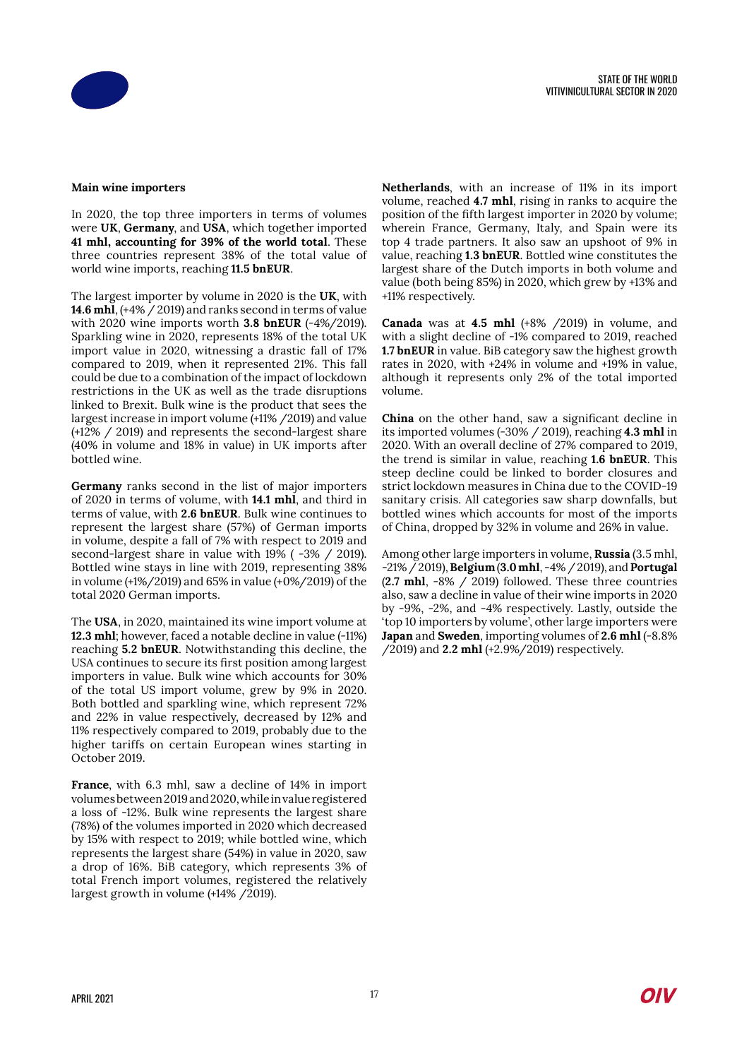**Main wine importers**

In 2020, the top three importers in terms of volumes were **UK**, **Germany**, and **USA**, which together imported **41 mhl, accounting for 39% of the world total**. These three countries represent 38% of the total value of world wine imports, reaching **11.5 bnEUR**.

The largest importer by volume in 2020 is the **UK**, with **14.6 mhl**, (+4% / 2019) and ranks second in terms of value with 2020 wine imports worth **3.8 bnEUR** (-4%/2019). Sparkling wine in 2020, represents 18% of the total UK import value in 2020, witnessing a drastic fall of 17% compared to 2019, when it represented 21%. This fall could be due to a combination of the impact of lockdown restrictions in the UK as well as the trade disruptions linked to Brexit. Bulk wine is the product that sees the largest increase in import volume (+11% /2019) and value (+12% / 2019) and represents the second-largest share (40% in volume and 18% in value) in UK imports after bottled wine.

**Germany** ranks second in the list of major importers of 2020 in terms of volume, with **14.1 mhl**, and third in terms of value, with **2.6 bnEUR**. Bulk wine continues to represent the largest share (57%) of German imports in volume, despite a fall of 7% with respect to 2019 and second-largest share in value with 19% ( -3% / 2019). Bottled wine stays in line with 2019, representing 38% in volume (+1%/2019) and 65% in value (+0%/2019) of the total 2020 German imports.

The **USA**, in 2020, maintained its wine import volume at **12.3 mhl**; however, faced a notable decline in value (-11%) reaching **5.2 bnEUR**. Notwithstanding this decline, the USA continues to secure its first position among largest importers in value. Bulk wine which accounts for 30% of the total US import volume, grew by 9% in 2020. Both bottled and sparkling wine, which represent 72% and 22% in value respectively, decreased by 12% and 11% respectively compared to 2019, probably due to the higher tariffs on certain European wines starting in October 2019.

**France**, with 6.3 mhl, saw a decline of 14% in import volumes between 2019 and 2020, while in value registered a loss of -12%. Bulk wine represents the largest share (78%) of the volumes imported in 2020 which decreased by 15% with respect to 2019; while bottled wine, which represents the largest share (54%) in value in 2020, saw a drop of 16%. BiB category, which represents 3% of total French import volumes, registered the relatively largest growth in volume (+14% /2019).

**Netherlands**, with an increase of 11% in its import volume, reached **4.7 mhl**, rising in ranks to acquire the position of the fifth largest importer in 2020 by volume; wherein France, Germany, Italy, and Spain were its top 4 trade partners. It also saw an upshoot of 9% in value, reaching **1.3 bnEUR**. Bottled wine constitutes the largest share of the Dutch imports in both volume and value (both being 85%) in 2020, which grew by +13% and +11% respectively.

**Canada** was at **4.5 mhl** (+8% /2019) in volume, and with a slight decline of -1% compared to 2019, reached **1.7 bnEUR** in value. BiB category saw the highest growth rates in 2020, with +24% in volume and +19% in value, although it represents only 2% of the total imported volume.

**China** on the other hand, saw a significant decline in its imported volumes (-30% / 2019), reaching **4.3 mhl** in 2020. With an overall decline of 27% compared to 2019, the trend is similar in value, reaching **1.6 bnEUR**. This steep decline could be linked to border closures and strict lockdown measures in China due to the COVID-19 sanitary crisis. All categories saw sharp downfalls, but bottled wines which accounts for most of the imports of China, dropped by 32% in volume and 26% in value.

Among other large importers in volume, **Russia** (3.5 mhl, -21% / 2019), **Belgium** (**3.0 mhl**, -4% / 2019), and **Portugal** (**2.7 mhl**, -8% / 2019) followed. These three countries also, saw a decline in value of their wine imports in 2020 by -9%, -2%, and -4% respectively. Lastly, outside the 'top 10 importers by volume', other large importers were **Japan** and **Sweden**, importing volumes of **2.6 mhl** (-8.8% /2019) and **2.2 mhl** (+2.9%/2019) respectively.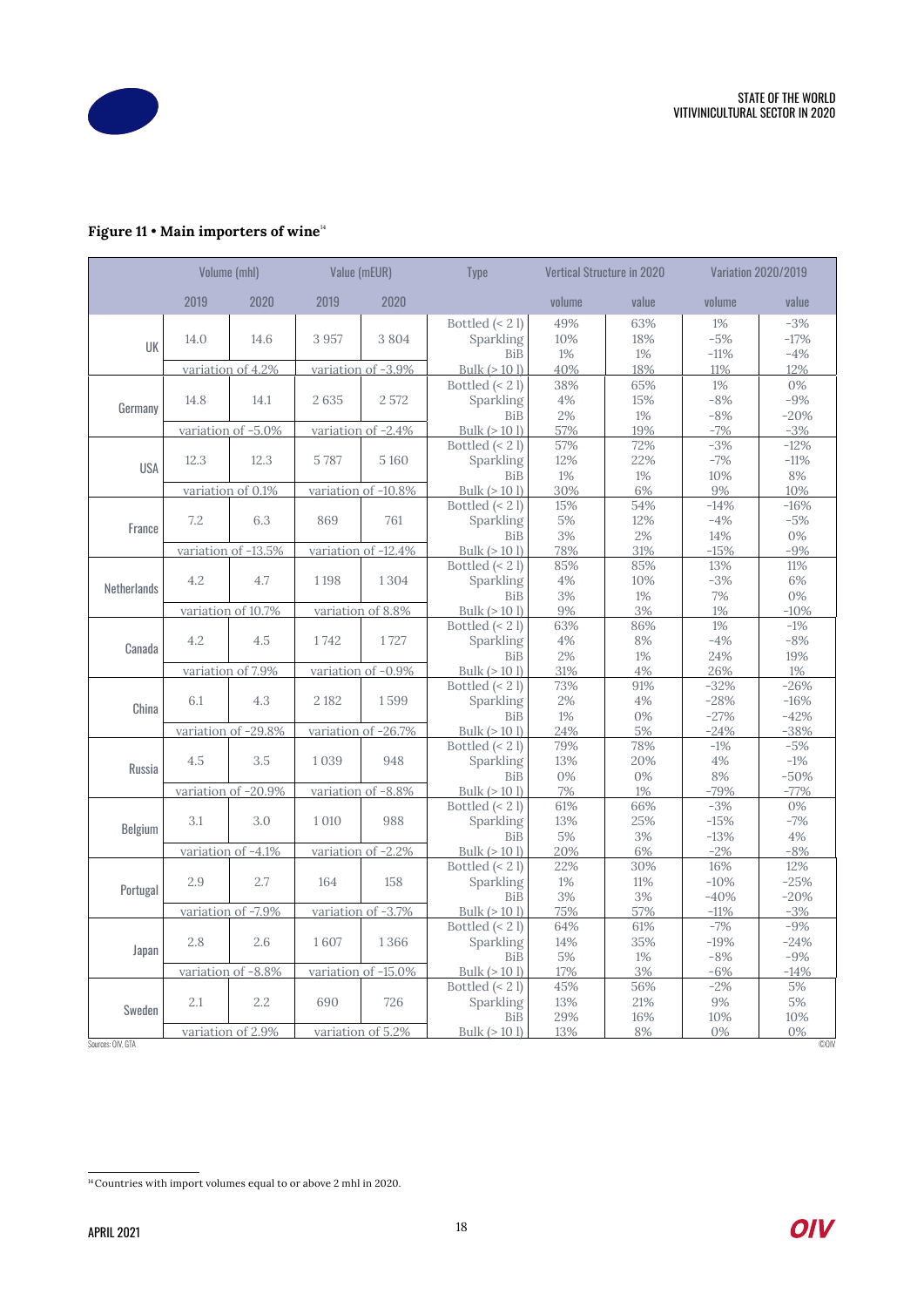## Figure 11 • Main importers of wine[14]

| | Volume (mhl) | | Value (mEUR) | | Type | Vertical Structure in 2020 | | Variation 2020/2019 | |
|---|---|---|---|---|---|---|---|---|---|
| | 2019 | 2020 | 2019 | 2020 | | volume | value | volume | value |
| UK | 14.0 | 14.6 | 3 957 | 3 804 | Bottled (< 2 l) | 49% | 63% | 1% | -3% |
| | | | | | Sparkling | 10% | 18% | -5% | -17% |
| | | | | | BiB | 1% | 1% | -11% | -4% |
| | variation of 4.2% | | variation of -3.9% | | Bulk (> 10 l) | 40% | 18% | 11% | 12% |
| Germany | 14.8 | 14.1 | 2 635 | 2 572 | Bottled (< 2 l) | 38% | 65% | 1% | 0% |
| | | | | | Sparkling | 4% | 15% | -8% | -9% |
| | | | | | BiB | 2% | 1% | -8% | -20% |
| | variation of -5.0% | | variation of -2.4% | | Bulk (> 10 l) | 57% | 19% | -7% | -3% |
| USA | 12.3 | 12.3 | 5 787 | 5 160 | Bottled (< 2 l) | 57% | 72% | -3% | -12% |
| | | | | | Sparkling | 12% | 22% | -7% | -11% |
| | | | | | BiB | 1% | 1% | 10% | 8% |
| | variation of 0.1% | | variation of -10.8% | | Bulk (> 10 l) | 30% | 6% | 9% | 10% |
| France | 7.2 | 6.3 | 869 | 761 | Bottled (< 2 l) | 15% | 54% | -14% | -16% |
| | | | | | Sparkling | 5% | 12% | -4% | -5% |
| | | | | | BiB | 3% | 2% | 14% | 0% |
| | variation of -13.5% | | variation of -12.4% | | Bulk (> 10 l) | 78% | 31% | -15% | -9% |
| Netherlands | 4.2 | 4.7 | 1 198 | 1 304 | Bottled (< 2 l) | 85% | 85% | 13% | 11% |
| | | | | | Sparkling | 4% | 10% | -3% | 6% |
| | | | | | BiB | 3% | 1% | 7% | 0% |
| | variation of 10.7% | | variation of 8.8% | | Bulk (> 10 l) | 9% | 3% | 1% | -10% |
| Canada | 4.2 | 4.5 | 1 742 | 1 727 | Bottled (< 2 l) | 63% | 86% | 1% | -1% |
| | | | | | Sparkling | 4% | 8% | -4% | -8% |
| | | | | | BiB | 2% | 1% | 24% | 19% |
| | variation of 7.9% | | variation of -0.9% | | Bulk (> 10 l) | 31% | 4% | 26% | 1% |
| China | 6.1 | 4.3 | 2 182 | 1 599 | Bottled (< 2 l) | 73% | 91% | -32% | -26% |
| | | | | | Sparkling | 2% | 4% | -28% | -16% |
| | | | | | BiB | 1% | 0% | -27% | -42% |
| | variation of -29.8% | | variation of -26.7% | | Bulk (> 10 l) | 24% | 5% | -24% | -38% |
| Russia | 4.5 | 3.5 | 1 039 | 948 | Bottled (< 2 l) | 79% | 78% | -1% | -5% |
| | | | | | Sparkling | 13% | 20% | 4% | -1% |
| | | | | | BiB | 0% | 0% | 8% | -50% |
| | variation of -20.9% | | variation of -8.8% | | Bulk (> 10 l) | 7% | 1% | -79% | -77% |
| Belgium | 3.1 | 3.0 | 1 010 | 988 | Bottled (< 2 l) | 61% | 66% | -3% | 0% |
| | | | | | Sparkling | 13% | 25% | -15% | -7% |
| | | | | | BiB | 5% | 3% | -13% | 4% |
| | variation of -4.1% | | variation of -2.2% | | Bulk (> 10 l) | 20% | 6% | -2% | -8% |
| Portugal | 2.9 | 2.7 | 164 | 158 | Bottled (< 2 l) | 22% | 30% | 16% | 12% |
| | | | | | Sparkling | 1% | 11% | -10% | -25% |
| | | | | | BiB | 3% | 3% | -40% | -20% |
| | variation of -7.9% | | variation of -3.7% | | Bulk (> 10 l) | 75% | 57% | -11% | -3% |
| Japan | 2.8 | 2.6 | 1 607 | 1 366 | Bottled (< 2 l) | 64% | 61% | -7% | -9% |
| | | | | | Sparkling | 14% | 35% | -19% | -24% |
| | | | | | BiB | 5% | 1% | -8% | -9% |
| | variation of -8.8% | | variation of -15.0% | | Bulk (> 10 l) | 17% | 3% | -6% | -14% |
| Sweden | 2.1 | 2.2 | 690 | 726 | Bottled (< 2 l) | 45% | 56% | -2% | 5% |
| | | | | | Sparkling | 13% | 21% | 9% | 5% |
| | | | | | BiB | 29% | 16% | 10% | 10% |
| | variation of 2.9% | | variation of 5.2% | | Bulk (> 10 l) | 13% | 8% | 0% | 0% |

Sources: OIV, GTA

©OIV

[14] Countries with import volumes equal to or above 2 mhl in 2020.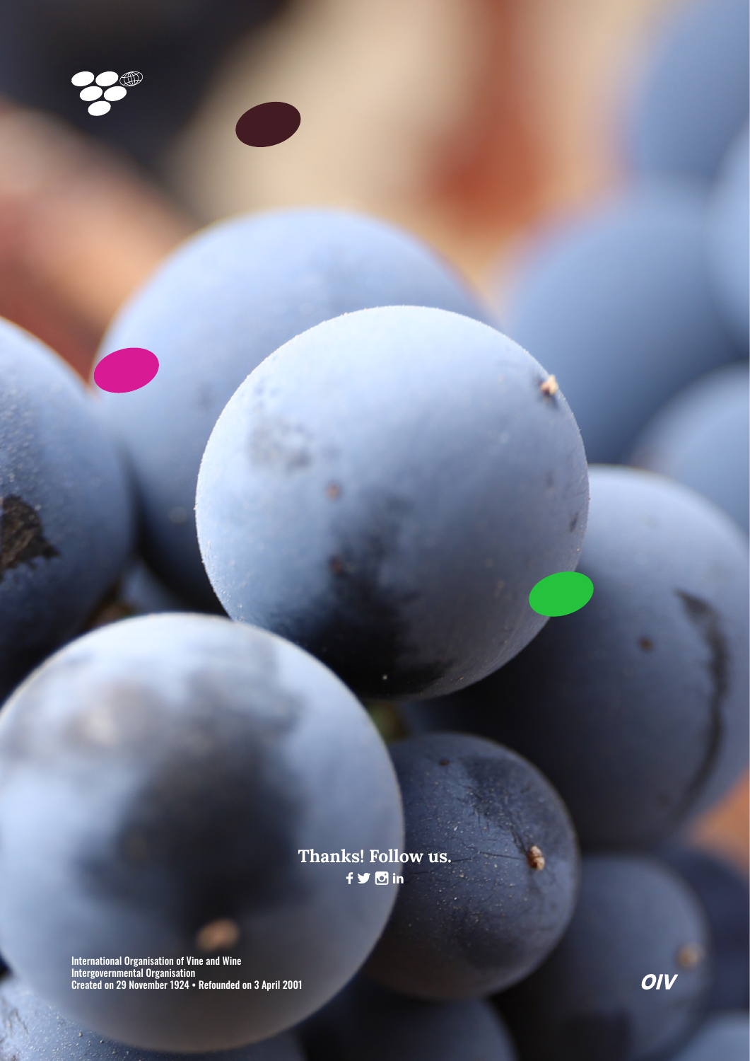Thanks! Follow us.

International Organisation of Vine and Wine
Intergovernmental Organisation
Created on 29 November 1924 • Refounded on 3 April 2001

OIV